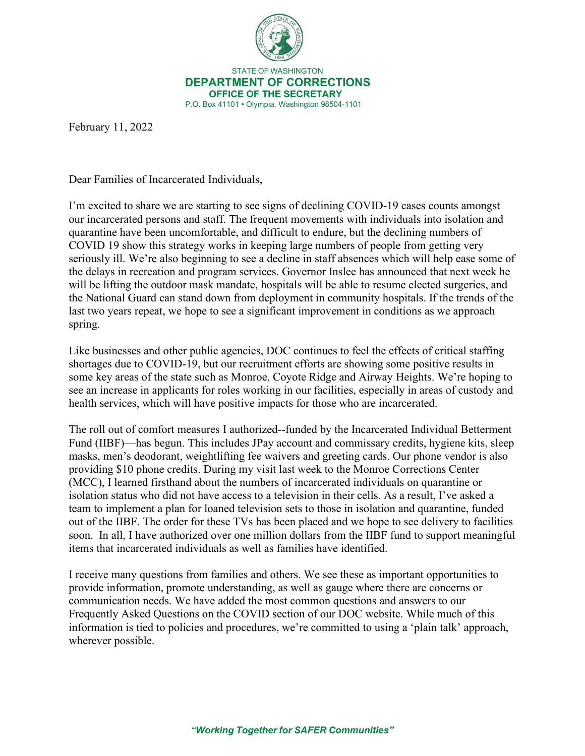STATE OF WASHINGTON
**DEPARTMENT OF CORRECTIONS**
**OFFICE OF THE SECRETARY**
P.O. Box 41101 • Olympia, Washington 98504-1101

February 11, 2022

Dear Families of Incarcerated Individuals,

I'm excited to share we are starting to see signs of declining COVID-19 cases counts amongst our incarcerated persons and staff. The frequent movements with individuals into isolation and quarantine have been uncomfortable, and difficult to endure, but the declining numbers of COVID 19 show this strategy works in keeping large numbers of people from getting very seriously ill. We're also beginning to see a decline in staff absences which will help ease some of the delays in recreation and program services. Governor Inslee has announced that next week he will be lifting the outdoor mask mandate, hospitals will be able to resume elected surgeries, and the National Guard can stand down from deployment in community hospitals. If the trends of the last two years repeat, we hope to see a significant improvement in conditions as we approach spring.

Like businesses and other public agencies, DOC continues to feel the effects of critical staffing shortages due to COVID-19, but our recruitment efforts are showing some positive results in some key areas of the state such as Monroe, Coyote Ridge and Airway Heights. We're hoping to see an increase in applicants for roles working in our facilities, especially in areas of custody and health services, which will have positive impacts for those who are incarcerated.

The roll out of comfort measures I authorized--funded by the Incarcerated Individual Betterment Fund (IIBF)—has begun. This includes JPay account and commissary credits, hygiene kits, sleep masks, men's deodorant, weightlifting fee waivers and greeting cards. Our phone vendor is also providing $10 phone credits. During my visit last week to the Monroe Corrections Center (MCC), I learned firsthand about the numbers of incarcerated individuals on quarantine or isolation status who did not have access to a television in their cells. As a result, I've asked a team to implement a plan for loaned television sets to those in isolation and quarantine, funded out of the IIBF. The order for these TVs has been placed and we hope to see delivery to facilities soon. In all, I have authorized over one million dollars from the IIBF fund to support meaningful items that incarcerated individuals as well as families have identified.

I receive many questions from families and others. We see these as important opportunities to provide information, promote understanding, as well as gauge where there are concerns or communication needs. We have added the most common questions and answers to our Frequently Asked Questions on the COVID section of our DOC website. While much of this information is tied to policies and procedures, we're committed to using a 'plain talk' approach, wherever possible.

*"Working Together for SAFER Communities"*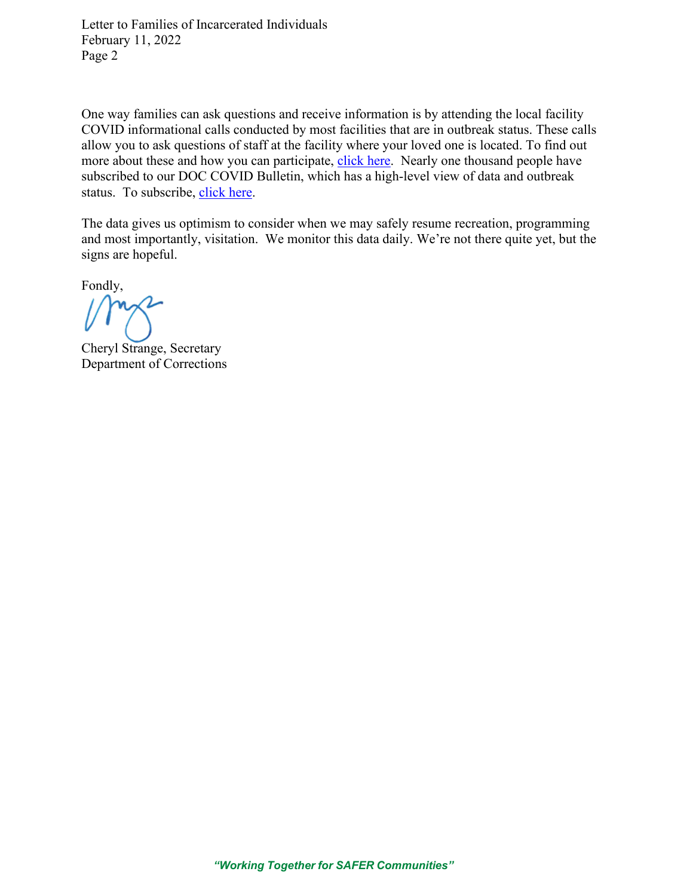One way families can ask questions and receive information is by attending the local facility COVID informational calls conducted by most facilities that are in outbreak status. These calls allow you to ask questions of staff at the facility where your loved one is located. To find out more about these and how you can participate, click here. Nearly one thousand people have subscribed to our DOC COVID Bulletin, which has a high-level view of data and outbreak status. To subscribe, click here.

The data gives us optimism to consider when we may safely resume recreation, programming and most importantly, visitation. We monitor this data daily. We're not there quite yet, but the signs are hopeful.

Fondly,

Cheryl Strange, Secretary
Department of Corrections